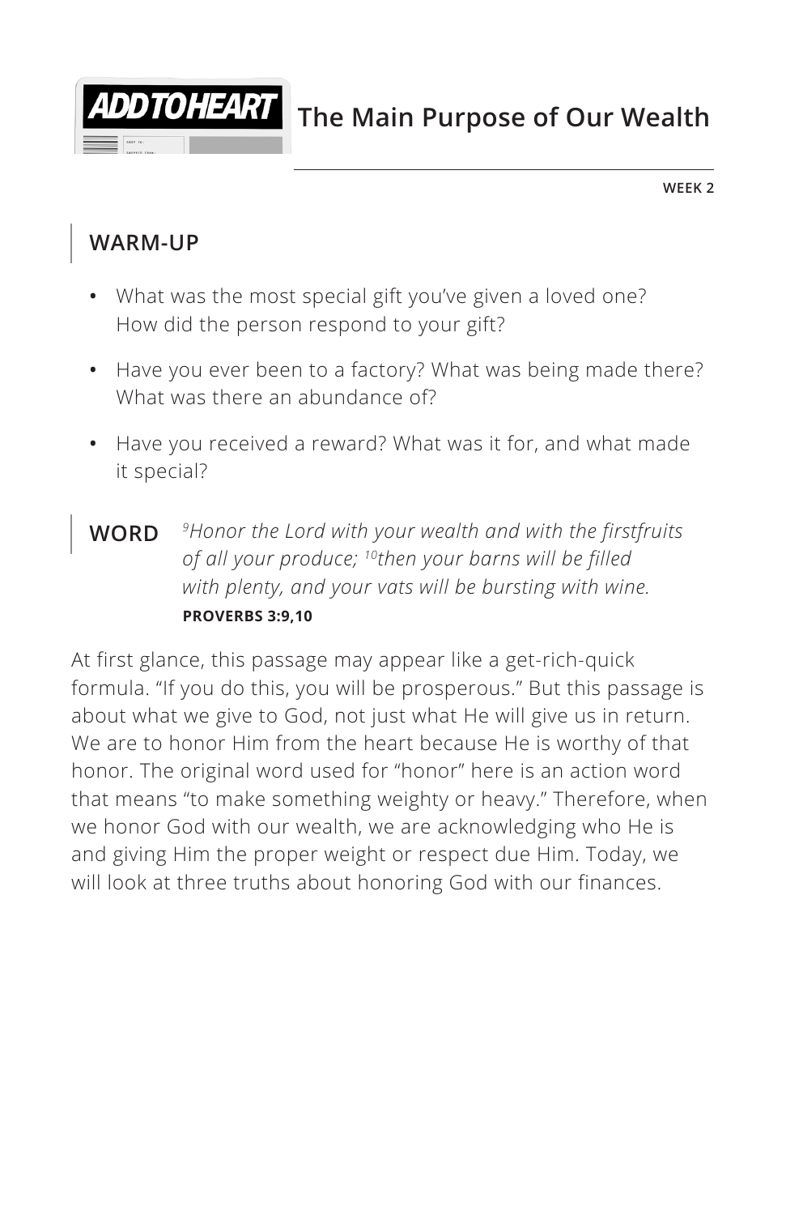# The Main Purpose of Our Wealth

WEEK 2

## WARM-UP

- What was the most special gift you've given a loved one? How did the person respond to your gift?
- Have you ever been to a factory? What was being made there? What was there an abundance of?
- Have you received a reward? What was it for, and what made it special?

## WORD

*[9]Honor the Lord with your wealth and with the firstfruits of all your produce; [10]then your barns will be filled with plenty, and your vats will be bursting with wine.*
**PROVERBS 3:9,10**

At first glance, this passage may appear like a get-rich-quick formula. "If you do this, you will be prosperous." But this passage is about what we give to God, not just what He will give us in return. We are to honor Him from the heart because He is worthy of that honor. The original word used for "honor" here is an action word that means "to make something weighty or heavy." Therefore, when we honor God with our wealth, we are acknowledging who He is and giving Him the proper weight or respect due Him. Today, we will look at three truths about honoring God with our finances.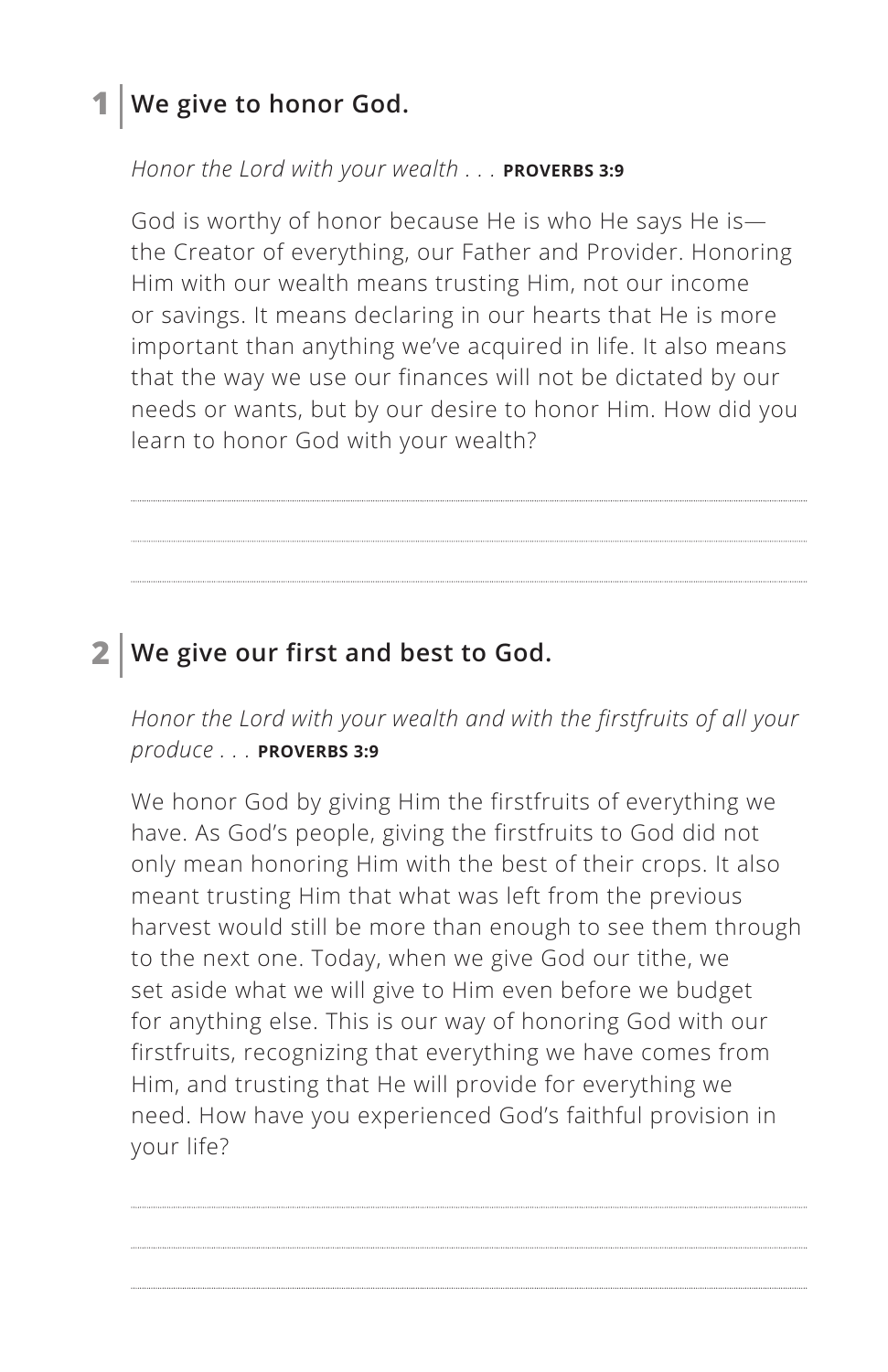## 1 | We give to honor God.

*Honor the Lord with your wealth . . .* **PROVERBS 3:9**

God is worthy of honor because He is who He says He is—the Creator of everything, our Father and Provider. Honoring Him with our wealth means trusting Him, not our income or savings. It means declaring in our hearts that He is more important than anything we've acquired in life. It also means that the way we use our finances will not be dictated by our needs or wants, but by our desire to honor Him. How did you learn to honor God with your wealth?

## 2 | We give our first and best to God.

*Honor the Lord with your wealth and with the firstfruits of all your produce . . .* **PROVERBS 3:9**

We honor God by giving Him the firstfruits of everything we have. As God's people, giving the firstfruits to God did not only mean honoring Him with the best of their crops. It also meant trusting Him that what was left from the previous harvest would still be more than enough to see them through to the next one. Today, when we give God our tithe, we set aside what we will give to Him even before we budget for anything else. This is our way of honoring God with our firstfruits, recognizing that everything we have comes from Him, and trusting that He will provide for everything we need. How have you experienced God's faithful provision in your life?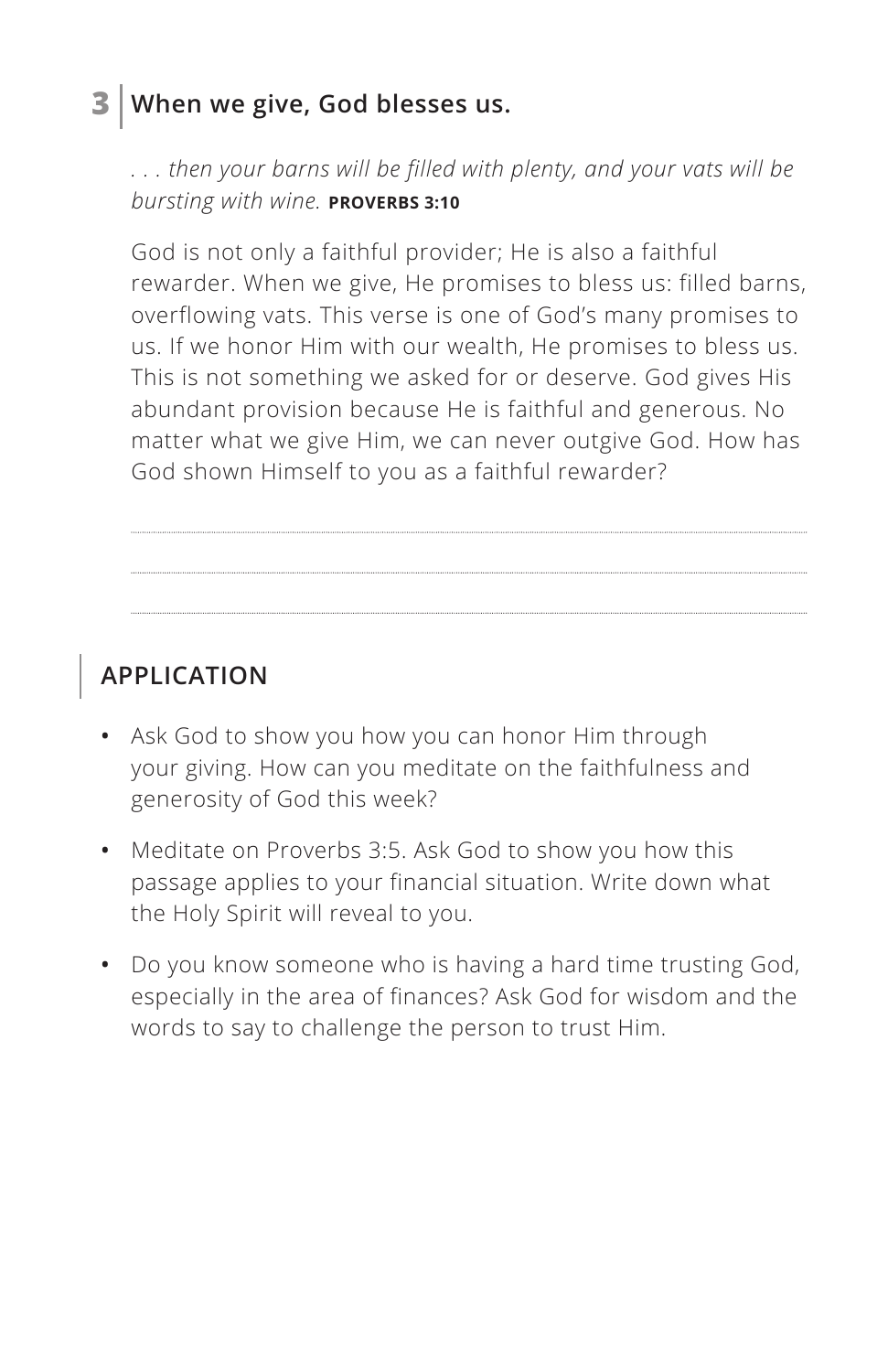## 3 | When we give, God blesses us.

*. . . then your barns will be filled with plenty, and your vats will be bursting with wine.* **PROVERBS 3:10**

God is not only a faithful provider; He is also a faithful rewarder. When we give, He promises to bless us: filled barns, overflowing vats. This verse is one of God's many promises to us. If we honor Him with our wealth, He promises to bless us. This is not something we asked for or deserve. God gives His abundant provision because He is faithful and generous. No matter what we give Him, we can never outgive God. How has God shown Himself to you as a faithful rewarder?

## APPLICATION

- Ask God to show you how you can honor Him through your giving. How can you meditate on the faithfulness and generosity of God this week?
- Meditate on Proverbs 3:5. Ask God to show you how this passage applies to your financial situation. Write down what the Holy Spirit will reveal to you.
- Do you know someone who is having a hard time trusting God, especially in the area of finances? Ask God for wisdom and the words to say to challenge the person to trust Him.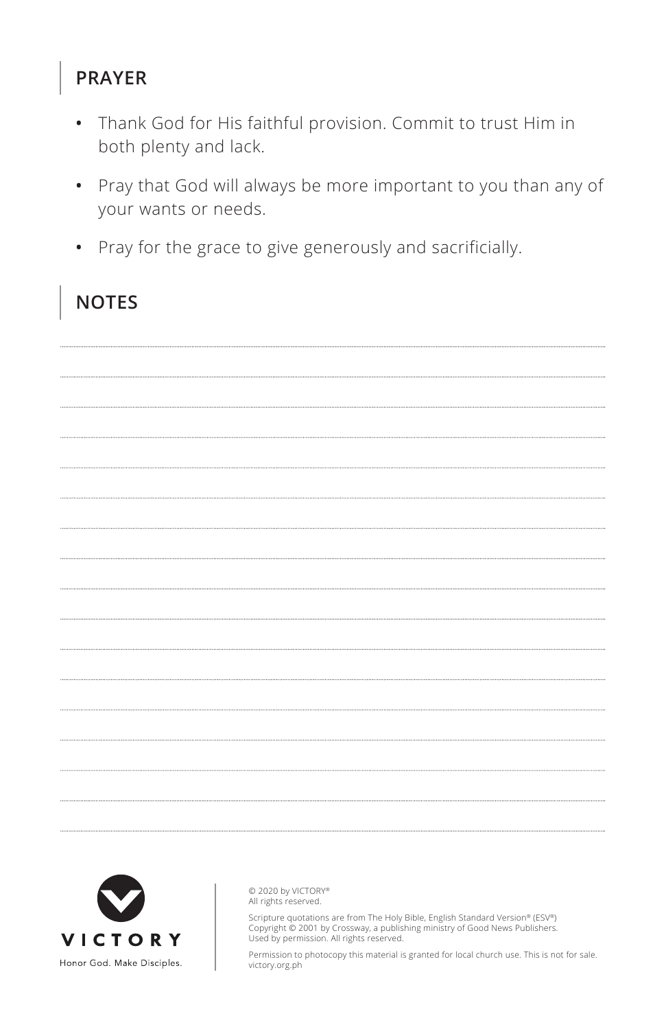## PRAYER

- Thank God for His faithful provision. Commit to trust Him in both plenty and lack.
- Pray that God will always be more important to you than any of your wants or needs.
- Pray for the grace to give generously and sacrificially.

## NOTES

VICTORY

Honor God. Make Disciples.

© 2020 by VICTORY®
All rights reserved.

Scripture quotations are from The Holy Bible, English Standard Version® (ESV®) Copyright © 2001 by Crossway, a publishing ministry of Good News Publishers. Used by permission. All rights reserved.

Permission to photocopy this material is granted for local church use. This is not for sale.
victory.org.ph